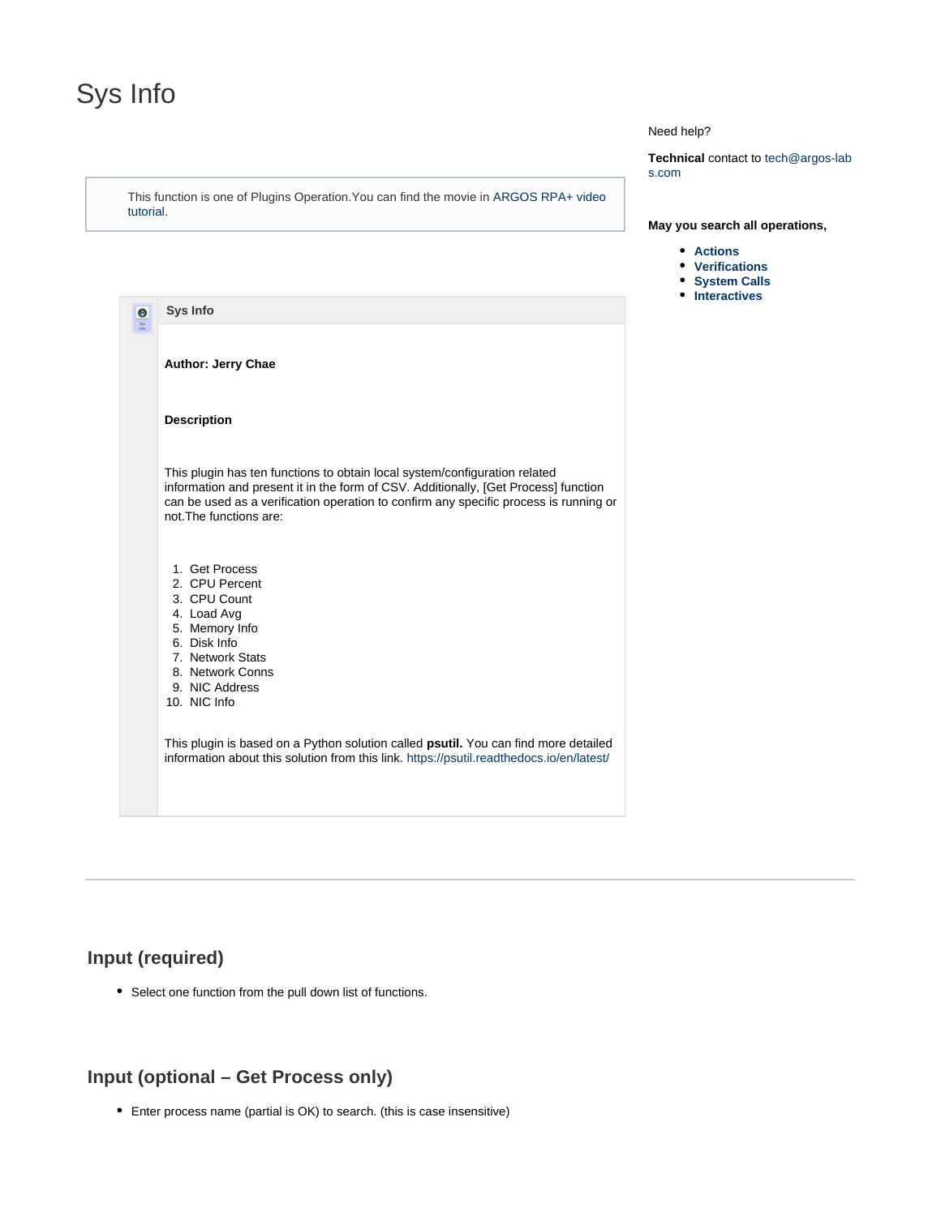# Sys Info

Need help?

**Technical** contact to tech@argos-labs.com

May you search all operations,

- **Actions**
- **Verifications**
- **System Calls**
- **Interactives**

This function is one of Plugins Operation.You can find the movie in ARGOS RPA+ video tutorial.

**Sys Info**

**Author: Jerry Chae**

**Description**

This plugin has ten functions to obtain local system/configuration related information and present it in the form of CSV. Additionally, [Get Process] function can be used as a verification operation to confirm any specific process is running or not.The functions are:

1. Get Process
2. CPU Percent
3. CPU Count
4. Load Avg
5. Memory Info
6. Disk Info
7. Network Stats
8. Network Conns
9. NIC Address
10. NIC Info

This plugin is based on a Python solution called **psutil.** You can find more detailed information about this solution from this link. https://psutil.readthedocs.io/en/latest/

---

## Input (required)

- Select one function from the pull down list of functions.

## Input (optional – Get Process only)

- Enter process name (partial is OK) to search. (this is case insensitive)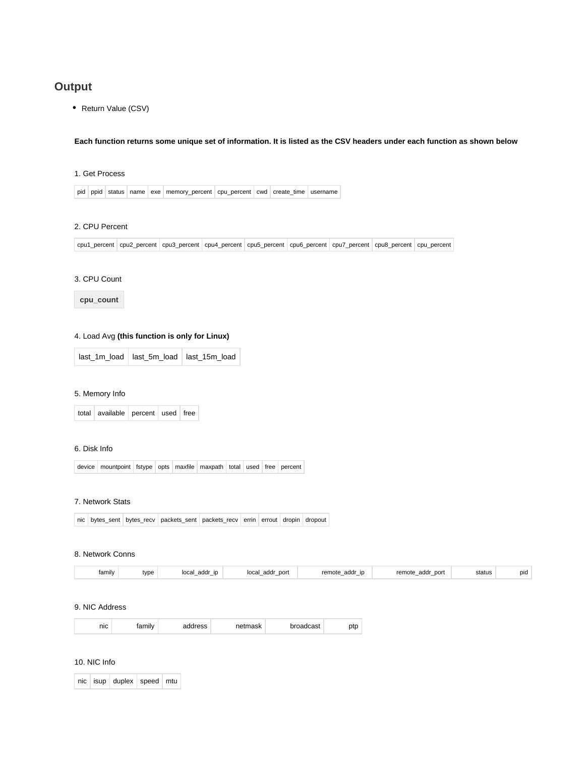## Output

- Return Value (CSV)

**Each function returns some unique set of information. It is listed as the CSV headers under each function as shown below**

1. Get Process

| pid | ppid | status | name | exe | memory_percent | cpu_percent | cwd | create_time | username |
|---|---|---|---|---|---|---|---|---|---|

2. CPU Percent

| cpu1_percent | cpu2_percent | cpu3_percent | cpu4_percent | cpu5_percent | cpu6_percent | cpu7_percent | cpu8_percent | cpu_percent |
|---|---|---|---|---|---|---|---|---|

3. CPU Count

| cpu_count |
|---|

4. Load Avg **(this function is only for Linux)**

| last_1m_load | last_5m_load | last_15m_load |
|---|---|---|

5. Memory Info

| total | available | percent | used | free |
|---|---|---|---|---|

6. Disk Info

| device | mountpoint | fstype | opts | maxfile | maxpath | total | used | free | percent |
|---|---|---|---|---|---|---|---|---|---|

7. Network Stats

| nic | bytes_sent | bytes_recv | packets_sent | packets_recv | errin | errout | dropin | dropout |
|---|---|---|---|---|---|---|---|---|

8. Network Conns

| family | type | local_addr_ip | local_addr_port | remote_addr_ip | remote_addr_port | status | pid |
|---|---|---|---|---|---|---|---|

9. NIC Address

| nic | family | address | netmask | broadcast | ptp |
|---|---|---|---|---|---|

10. NIC Info

| nic | isup | duplex | speed | mtu |
|---|---|---|---|---|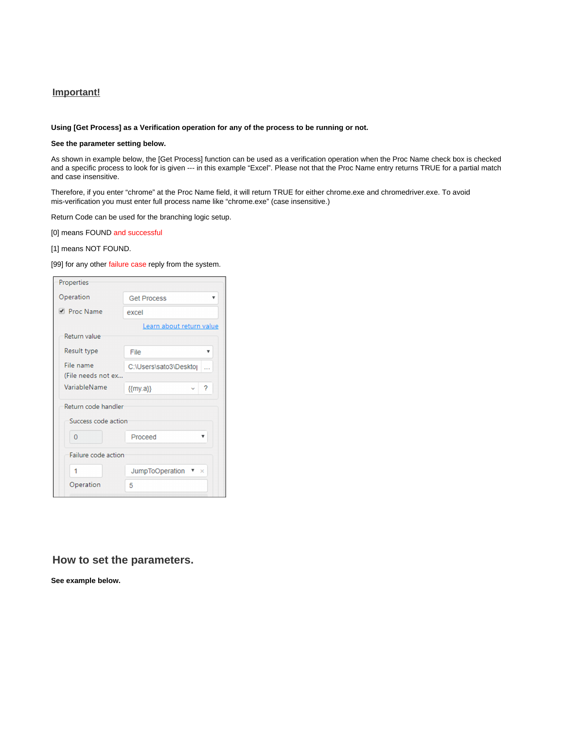## Important!

**Using [Get Process] as a Verification operation for any of the process to be running or not.**

**See the parameter setting below.**

As shown in example below, the [Get Process] function can be used as a verification operation when the Proc Name check box is checked and a specific process to look for is given --- in this example “Excel”. Please not that the Proc Name entry returns TRUE for a partial match and case insensitive.

Therefore, if you enter “chrome” at the Proc Name field, it will return TRUE for either chrome.exe and chromedriver.exe. To avoid mis-verification you must enter full process name like “chrome.exe” (case insensitive.)

Return Code can be used for the branching logic setup.

[0] means FOUND and successful

[1] means NOT FOUND.

[99] for any other failure case reply from the system.

Properties

Operation: Get Process

☑ Proc Name: excel

Learn about return value

Return value

- Result type: File
- File name (File needs not ex...: C:\Users\sato3\Deskto|
- VariableName: {{my.a}}

Return code handler

Success code action

- 0 — Proceed

Failure code action

- 1 — JumpToOperation
- Operation: 5

## How to set the parameters.

**See example below.**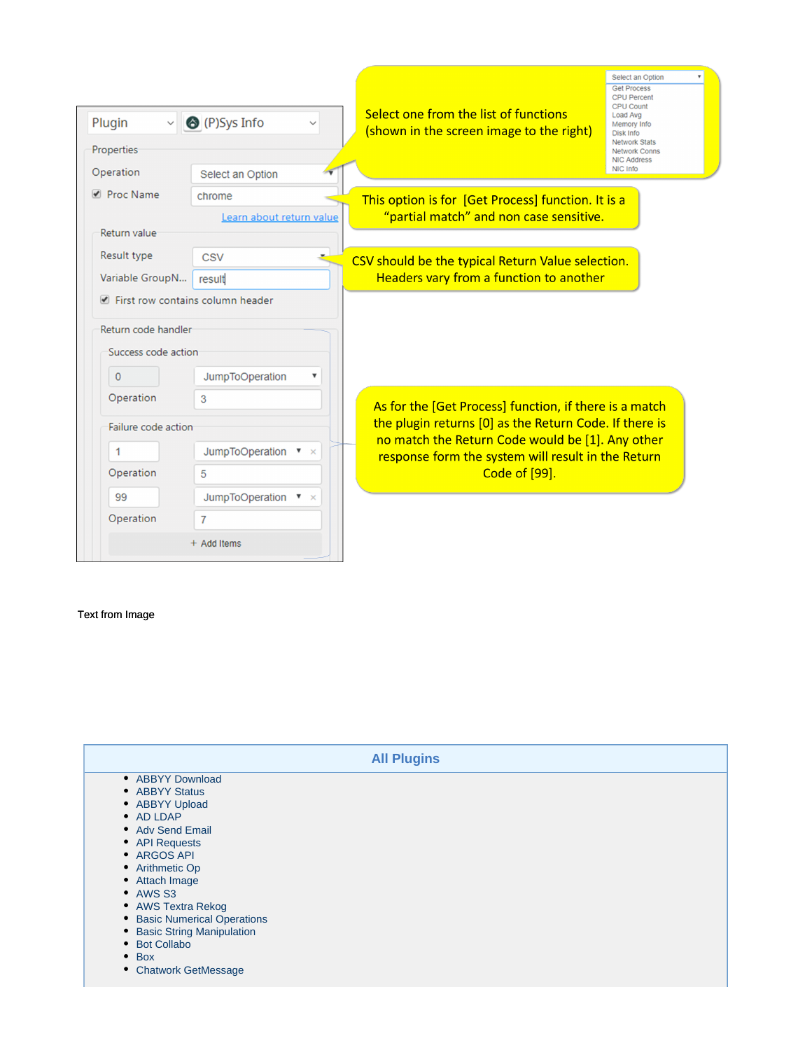Plugin | (P)Sys Info

Properties

Operation: Select an Option

Proc Name: chrome

Learn about return value

Return value

Result type: CSV

Variable GroupN...: result

First row contains column header

Return code handler

Success code action

0 JumpToOperation

Operation 3

Failure code action

1 JumpToOperation

Operation 5

99 JumpToOperation

Operation 7

+ Add Items

Select one from the list of functions (shown in the screen image to the right)

Select an Option
- Get Process
- CPU Percent
- CPU Count
- Load Avg
- Memory Info
- Disk Info
- Network Stats
- Network Conns
- NIC Address
- NIC Info

This option is for [Get Process] function. It is a "partial match" and non case sensitive.

CSV should be the typical Return Value selection. Headers vary from a function to another

As for the [Get Process] function, if there is a match the plugin returns [0] as the Return Code. If there is no match the Return Code would be [1]. Any other response form the system will result in the Return Code of [99].

Text from Image

## All Plugins

- ABBYY Download
- ABBYY Status
- ABBYY Upload
- AD LDAP
- Adv Send Email
- API Requests
- ARGOS API
- Arithmetic Op
- Attach Image
- AWS S3
- AWS Textra Rekog
- Basic Numerical Operations
- Basic String Manipulation
- Bot Collabo
- Box
- Chatwork GetMessage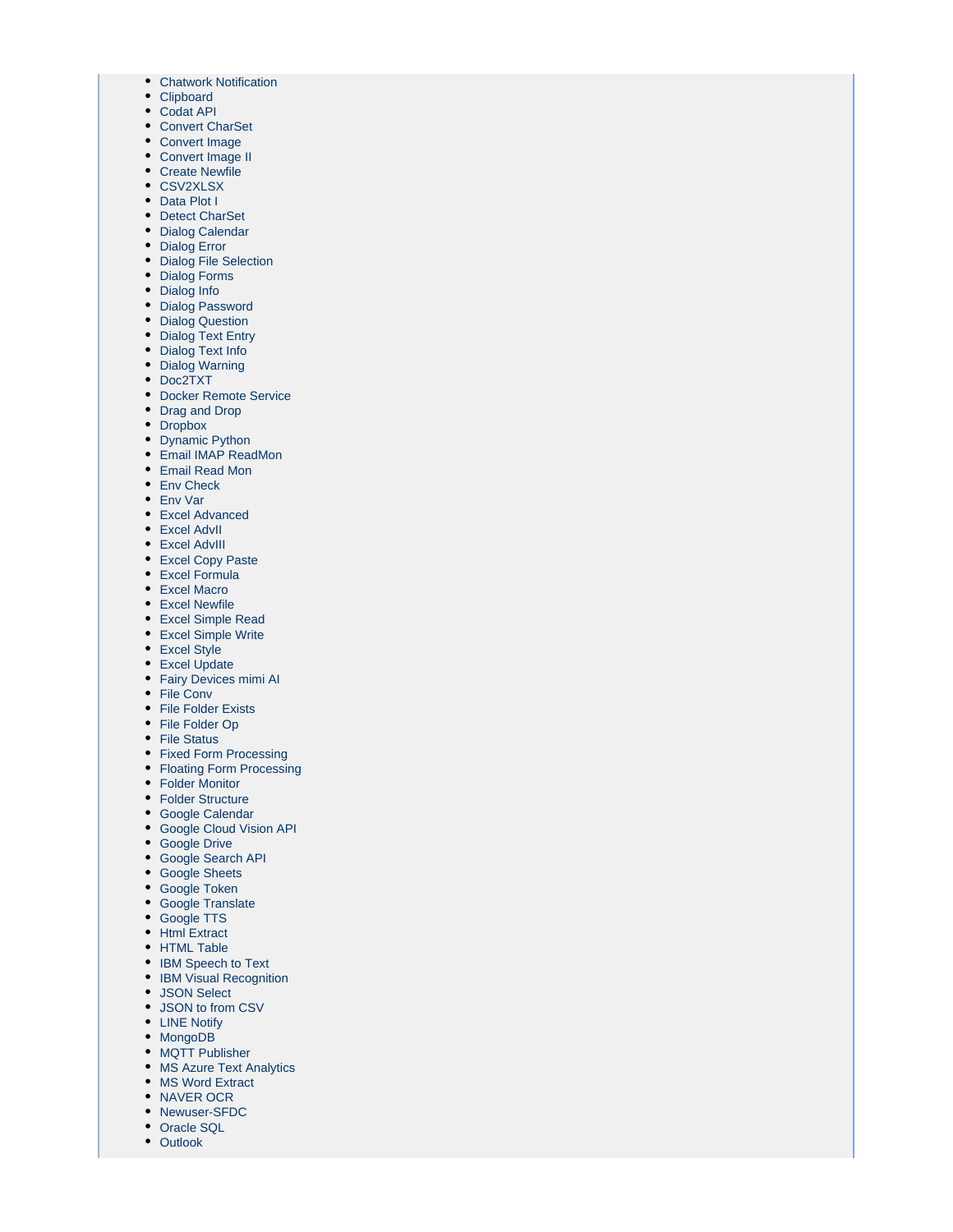- Chatwork Notification
- Clipboard
- Codat API
- Convert CharSet
- Convert Image
- Convert Image II
- Create Newfile
- CSV2XLSX
- Data Plot I
- Detect CharSet
- Dialog Calendar
- Dialog Error
- Dialog File Selection
- Dialog Forms
- Dialog Info
- Dialog Password
- Dialog Question
- Dialog Text Entry
- Dialog Text Info
- Dialog Warning
- Doc2TXT
- Docker Remote Service
- Drag and Drop
- Dropbox
- Dynamic Python
- Email IMAP ReadMon
- Email Read Mon
- Env Check
- Env Var
- Excel Advanced
- Excel AdvII
- Excel AdvIII
- Excel Copy Paste
- Excel Formula
- Excel Macro
- Excel Newfile
- Excel Simple Read
- Excel Simple Write
- Excel Style
- Excel Update
- Fairy Devices mimi AI
- File Conv
- File Folder Exists
- File Folder Op
- File Status
- Fixed Form Processing
- Floating Form Processing
- Folder Monitor
- Folder Structure
- Google Calendar
- Google Cloud Vision API
- Google Drive
- Google Search API
- Google Sheets
- Google Token
- Google Translate
- Google TTS
- Html Extract
- HTML Table
- IBM Speech to Text
- IBM Visual Recognition
- JSON Select
- JSON to from CSV
- LINE Notify
- MongoDB
- MQTT Publisher
- MS Azure Text Analytics
- MS Word Extract
- NAVER OCR
- Newuser-SFDC
- Oracle SQL
- Outlook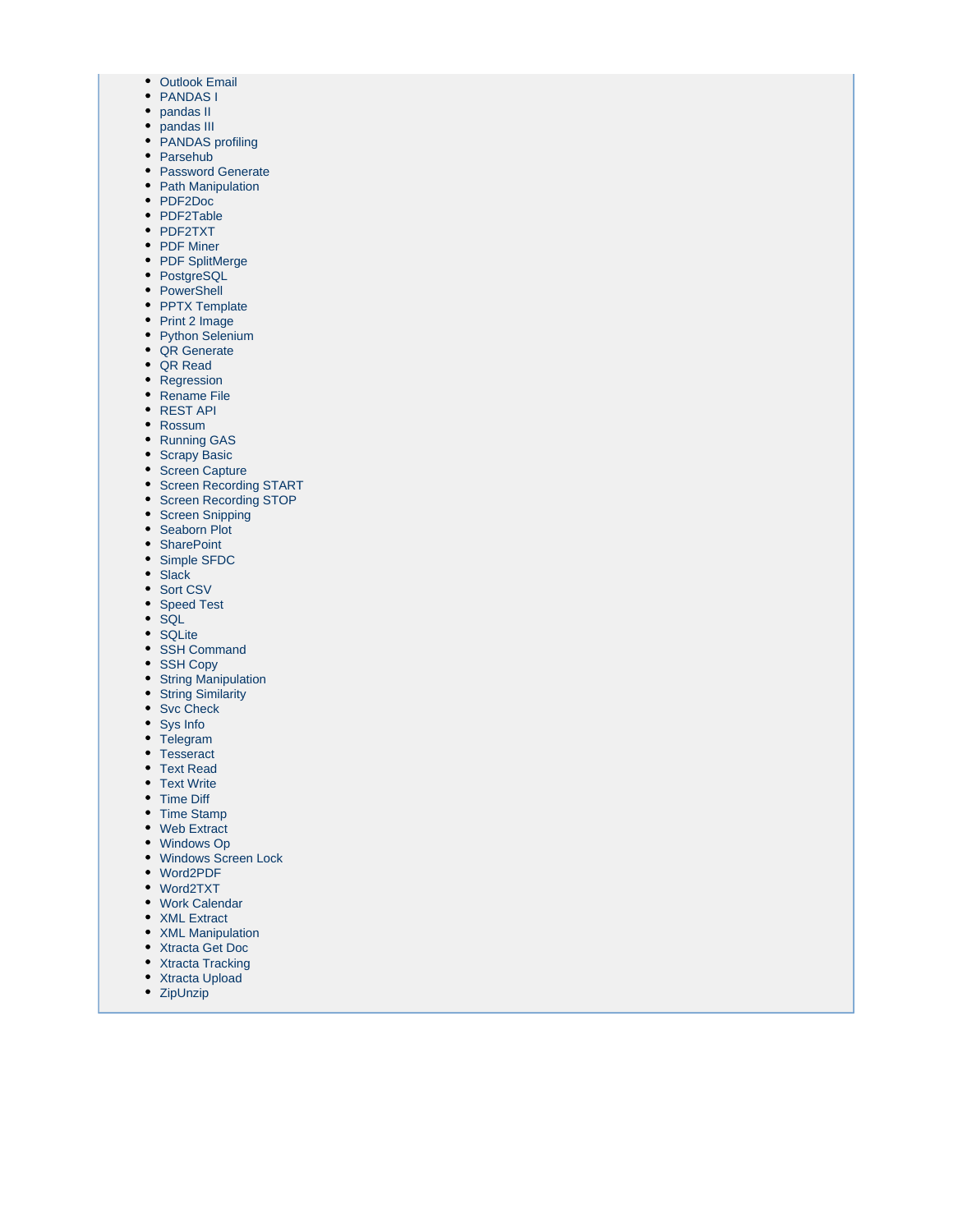- Outlook Email
- PANDAS I
- pandas II
- pandas III
- PANDAS profiling
- Parsehub
- Password Generate
- Path Manipulation
- PDF2Doc
- PDF2Table
- PDF2TXT
- PDF Miner
- PDF SplitMerge
- PostgreSQL
- PowerShell
- PPTX Template
- Print 2 Image
- Python Selenium
- QR Generate
- QR Read
- Regression
- Rename File
- REST API
- Rossum
- Running GAS
- Scrapy Basic
- Screen Capture
- Screen Recording START
- Screen Recording STOP
- Screen Snipping
- Seaborn Plot
- SharePoint
- Simple SFDC
- Slack
- Sort CSV
- Speed Test
- SQL
- SQLite
- SSH Command
- SSH Copy
- String Manipulation
- String Similarity
- Svc Check
- Sys Info
- Telegram
- Tesseract
- Text Read
- Text Write
- Time Diff
- Time Stamp
- Web Extract
- Windows Op
- Windows Screen Lock
- Word2PDF
- Word2TXT
- Work Calendar
- XML Extract
- XML Manipulation
- Xtracta Get Doc
- Xtracta Tracking
- Xtracta Upload
- ZipUnzip